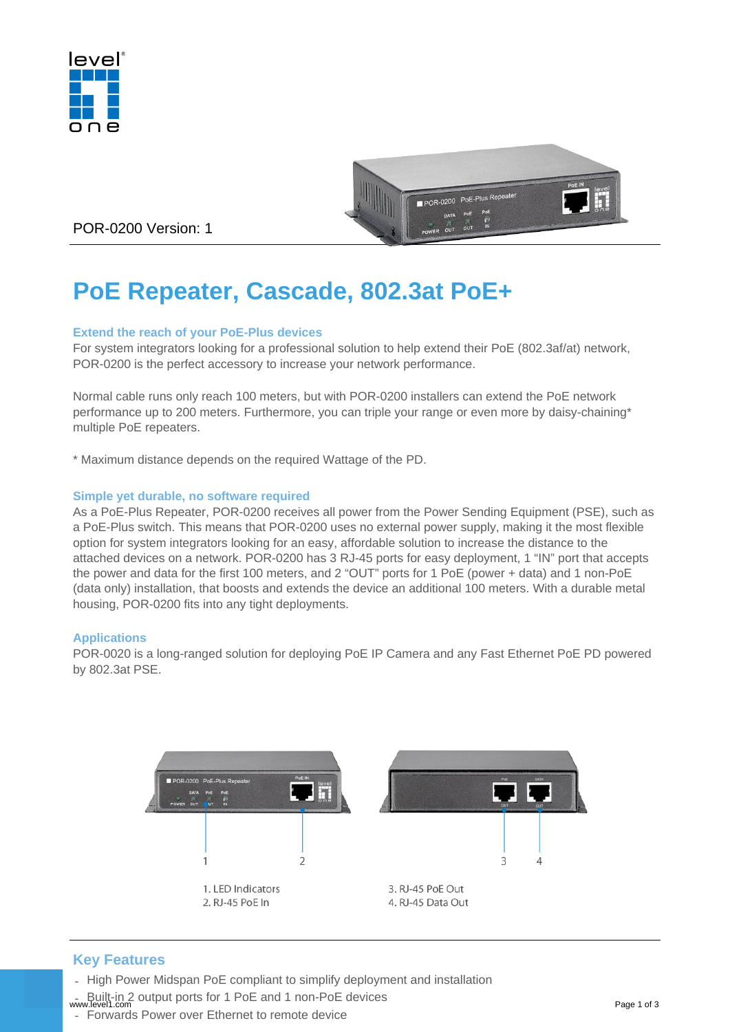POR-0200 Version: 1

# PoE Repeater, Cascade, 802.3at PoE+

### Extend the reach of your PoE-Plus devices

For system integrators looking for a professional solution to help extend their PoE (802.3af/at) network, POR-0200 is the perfect accessory to increase your network performance.

Normal cable runs only reach 100 meters, but with POR-0200 installers can extend the PoE network performance up to 200 meters. Furthermore, you can triple your range or even more by daisy-chaining* multiple PoE repeaters.

* Maximum distance depends on the required Wattage of the PD.

### Simple yet durable, no software required

As a PoE-Plus Repeater, POR-0200 receives all power from the Power Sending Equipment (PSE), such as a PoE-Plus switch. This means that POR-0200 uses no external power supply, making it the most flexible option for system integrators looking for an easy, affordable solution to increase the distance to the attached devices on a network. POR-0200 has 3 RJ-45 ports for easy deployment, 1 "IN" port that accepts the power and data for the first 100 meters, and 2 "OUT" ports for 1 PoE (power + data) and 1 non-PoE (data only) installation, that boosts and extends the device an additional 100 meters. With a durable metal housing, POR-0200 fits into any tight deployments.

### Applications

POR-0020 is a long-ranged solution for deploying PoE IP Camera and any Fast Ethernet PoE PD powered by 802.3at PSE.

1. LED Indicators
2. RJ-45 PoE In
3. RJ-45 PoE Out
4. RJ-45 Data Out

## Key Features

- High Power Midspan PoE compliant to simplify deployment and installation
- Built-in 2 output ports for 1 PoE and 1 non-PoE devices
- Forwards Power over Ethernet to remote device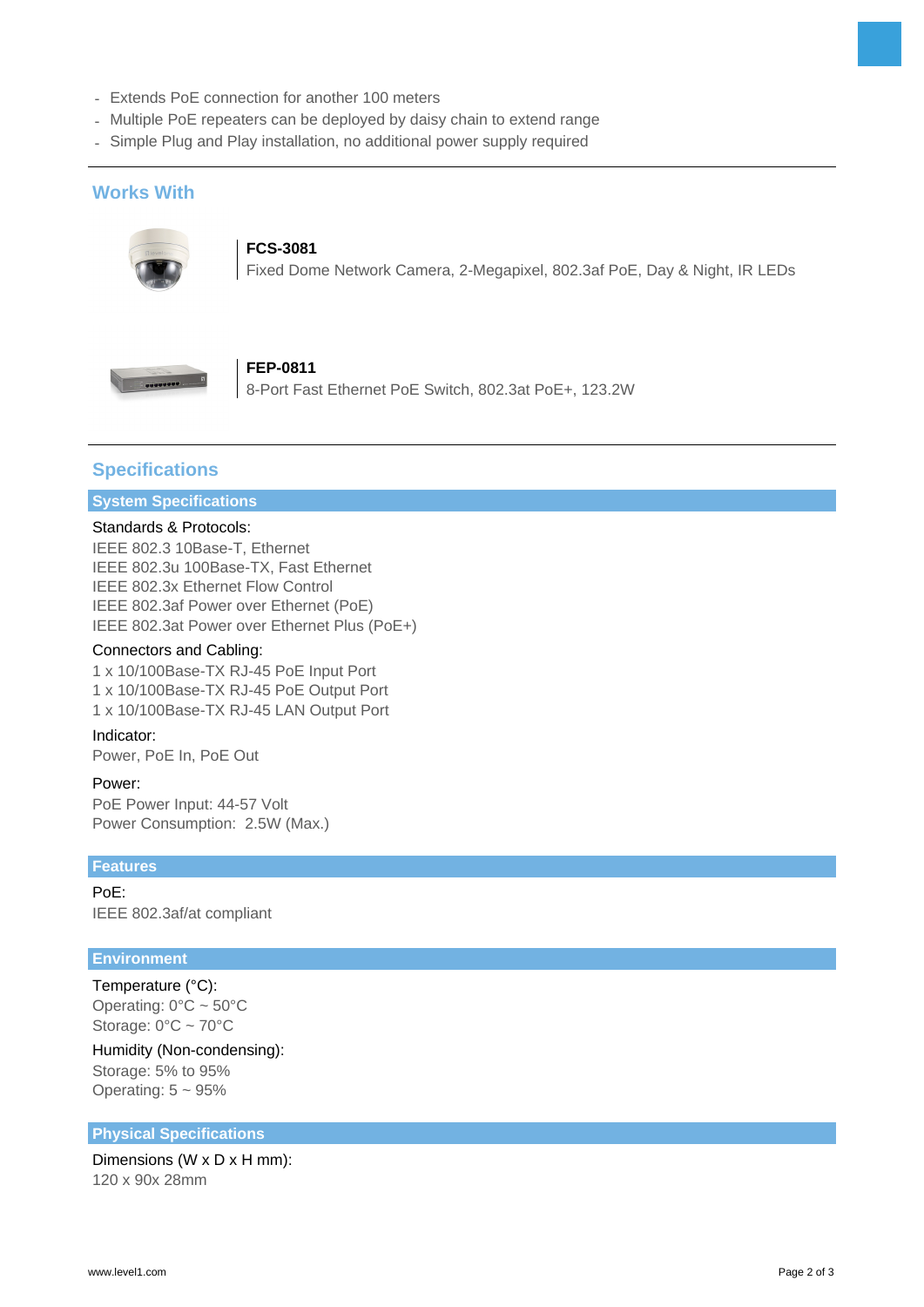- Extends PoE connection for another 100 meters
- Multiple PoE repeaters can be deployed by daisy chain to extend range
- Simple Plug and Play installation, no additional power supply required

## Works With

**FCS-3081**
Fixed Dome Network Camera, 2-Megapixel, 802.3af PoE, Day & Night, IR LEDs

**FEP-0811**
8-Port Fast Ethernet PoE Switch, 802.3at PoE+, 123.2W

## Specifications

### System Specifications

Standards & Protocols:
IEEE 802.3 10Base-T, Ethernet
IEEE 802.3u 100Base-TX, Fast Ethernet
IEEE 802.3x Ethernet Flow Control
IEEE 802.3af Power over Ethernet (PoE)
IEEE 802.3at Power over Ethernet Plus (PoE+)

Connectors and Cabling:
1 x 10/100Base-TX RJ-45 PoE Input Port
1 x 10/100Base-TX RJ-45 PoE Output Port
1 x 10/100Base-TX RJ-45 LAN Output Port

Indicator:
Power, PoE In, PoE Out

Power:
PoE Power Input: 44-57 Volt
Power Consumption: 2.5W (Max.)

### Features

PoE:
IEEE 802.3af/at compliant

### Environment

Temperature (°C):
Operating: 0°C ~ 50°C
Storage: 0°C ~ 70°C

Humidity (Non-condensing):
Storage: 5% to 95%
Operating: 5 ~ 95%

### Physical Specifications

Dimensions (W x D x H mm):
120 x 90x 28mm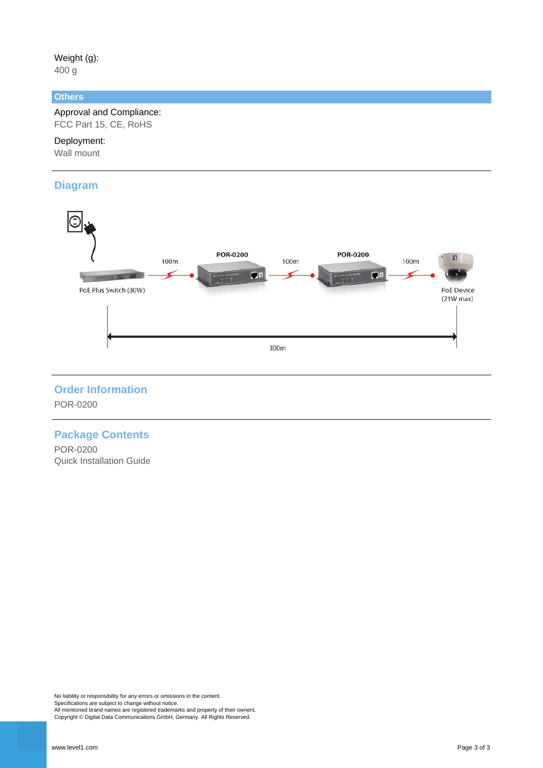Weight (g):
400 g

## Others

Approval and Compliance:
FCC Part 15, CE, RoHS

Deployment:
Wall mount

## Diagram

PoE Plus Switch (30W)
100m
POR-0200
100m
POR-0200
100m
PoE Device
(21W max)
300m

## Order Information

POR-0200

## Package Contents

POR-0200
Quick Installation Guide

No liability or responsibility for any errors or omissions in the content.
Specifications are subject to change without notice.
All mentioned brand names are registered trademarks and property of their owners.
Copyright © Digital Data Communications GmbH, Germany. All Rights Reserved.

www.level1.com